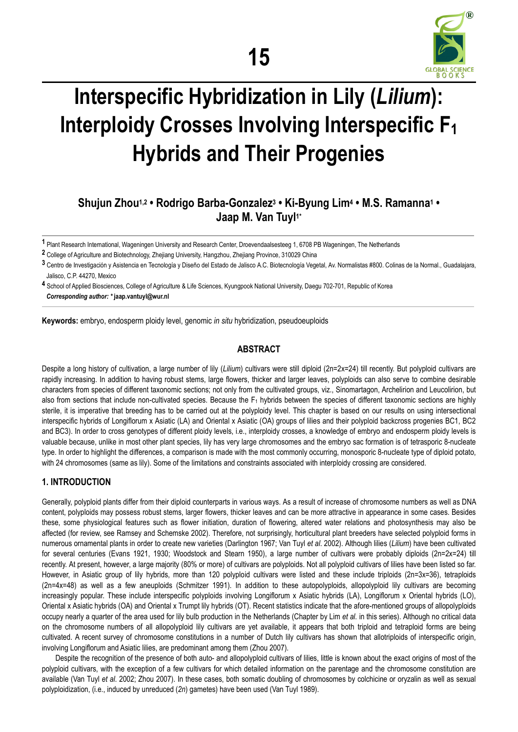# Interspecific Hybridization in Lily (*Lilium*): Interploidy Crosses Involving Interspecific $F_1$ Hybrids and Their Progenies

**Shujun Zhou[1,2] • Rodrigo Barba-Gonzalez[3] • Ki-Byung Lim[4] • M.S. Ramanna[1] • Jaap M. Van Tuyl[1*]**

[1] Plant Research International, Wageningen University and Research Center, Droevendaalsesteeg 1, 6708 PB Wageningen, The Netherlands

[2] College of Agriculture and Biotechnology, Zhejiang University, Hangzhou, Zhejiang Province, 310029 China

[3] Centro de Investigación y Asistencia en Tecnología y Diseño del Estado de Jalisco A.C. Biotecnología Vegetal, Av. Normalistas #800. Colinas de la Normal., Guadalajara, Jalisco, C.P. 44270, Mexico

[4] School of Applied Biosciences, College of Agriculture & Life Sciences, Kyungpook National University, Daegu 702-701, Republic of Korea

***Corresponding author:* * jaap.vantuyl@wur.nl**

**Keywords:** embryo, endosperm ploidy level, genomic *in situ* hybridization, pseudoeuploids

## ABSTRACT

Despite a long history of cultivation, a large number of lily (*Lilium*) cultivars were still diploid (2n=2x=24) till recently. But polyploid cultivars are rapidly increasing. In addition to having robust stems, large flowers, thicker and larger leaves, polyploids can also serve to combine desirable characters from species of different taxonomic sections; not only from the cultivated groups, viz., Sinomartagon, Archelirion and Leucolirion, but also from sections that include non-cultivated species. Because the $F_1$ hybrids between the species of different taxonomic sections are highly sterile, it is imperative that breeding has to be carried out at the polyploidy level. This chapter is based on our results on using intersectional interspecific hybrids of Longiflorum x Asiatic (LA) and Oriental x Asiatic (OA) groups of lilies and their polyploid backcross progenies BC1, BC2 and BC3). In order to cross genotypes of different ploidy levels, i.e., interploidy crosses, a knowledge of embryo and endosperm ploidy levels is valuable because, unlike in most other plant species, lily has very large chromosomes and the embryo sac formation is of tetrasporic 8-nucleate type. In order to highlight the differences, a comparison is made with the most commonly occurring, monosporic 8-nucleate type of diploid potato, with 24 chromosomes (same as lily). Some of the limitations and constraints associated with interploidy crossing are considered.

## 1. INTRODUCTION

Generally, polyploid plants differ from their diploid counterparts in various ways. As a result of increase of chromosome numbers as well as DNA content, polyploids may possess robust stems, larger flowers, thicker leaves and can be more attractive in appearance in some cases. Besides these, some physiological features such as flower initiation, duration of flowering, altered water relations and photosynthesis may also be affected (for review, see Ramsey and Schemske 2002). Therefore, not surprisingly, horticultural plant breeders have selected polyploid forms in numerous ornamental plants in order to create new varieties (Darlington 1967; Van Tuyl *et al*. 2002). Although lilies (*Lilium*) have been cultivated for several centuries (Evans 1921, 1930; Woodstock and Stearn 1950), a large number of cultivars were probably diploids (2n=2x=24) till recently. At present, however, a large majority (80% or more) of cultivars are polyploids. Not all polyploid cultivars of lilies have been listed so far. However, in Asiatic group of lily hybrids, more than 120 polyploid cultivars were listed and these include triploids (2n=3x=36), tetraploids (2n=4x=48) as well as a few aneuploids (Schmitzer 1991). In addition to these autopolyploids, allopolyploid lily cultivars are becoming increasingly popular. These include interspecific polyploids involving Longiflorum x Asiatic hybrids (LA), Longiflorum x Oriental hybrids (LO), Oriental x Asiatic hybrids (OA) and Oriental x Trumpt lily hybrids (OT). Recent statistics indicate that the afore-mentioned groups of allopolyploids occupy nearly a quarter of the area used for lily bulb production in the Netherlands (Chapter by Lim *et al.* in this series). Although no critical data on the chromosome numbers of all allopolyploid lily cultivars are yet available, it appears that both triploid and tetraploid forms are being cultivated. A recent survey of chromosome constitutions in a number of Dutch lily cultivars has shown that allotriploids of interspecific origin, involving Longiflorum and Asiatic lilies, are predominant among them (Zhou 2007).

Despite the recognition of the presence of both auto- and allopolyploid cultivars of lilies, little is known about the exact origins of most of the polyploid cultivars, with the exception of a few cultivars for which detailed information on the parentage and the chromosome constitution are available (Van Tuyl *et al.* 2002; Zhou 2007). In these cases, both somatic doubling of chromosomes by colchicine or oryzalin as well as sexual polyploidization, (i.e., induced by unreduced (*2n*) gametes) have been used (Van Tuyl 1989).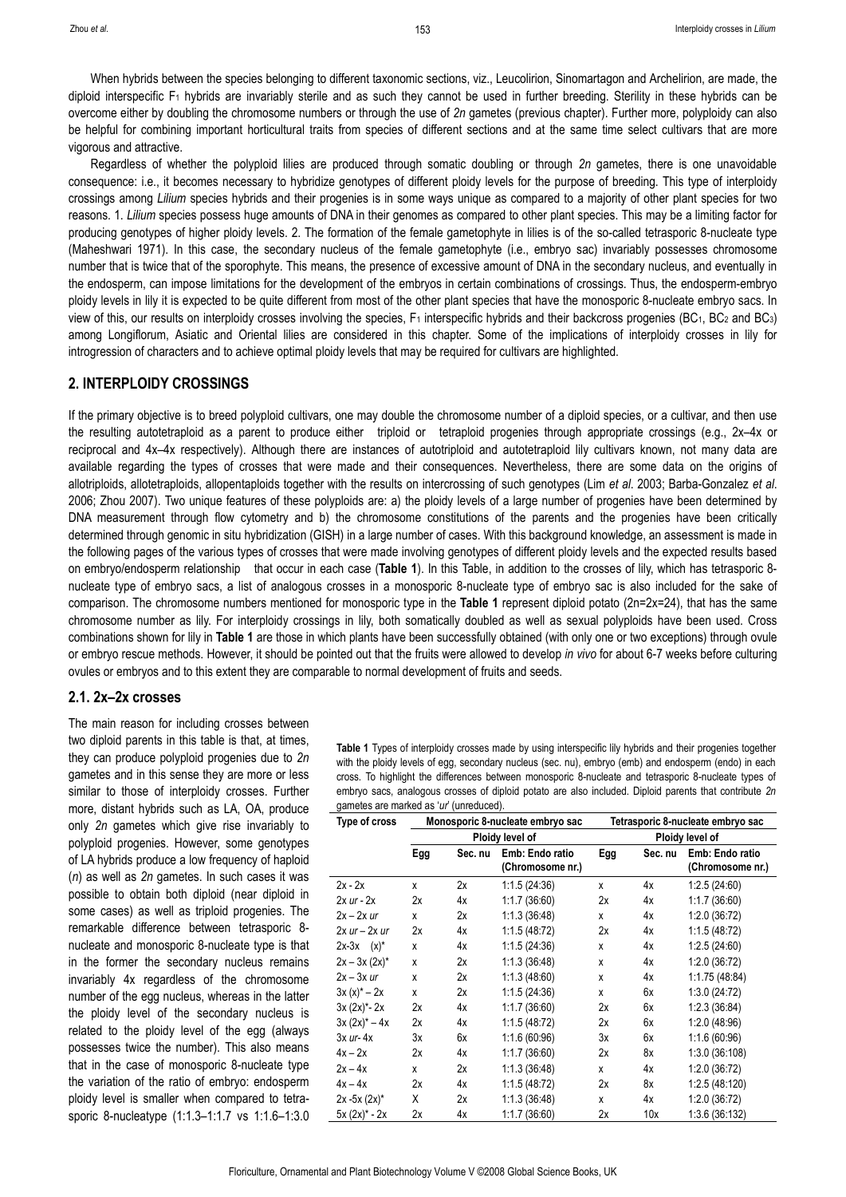When hybrids between the species belonging to different taxonomic sections, viz., Leucolirion, Sinomartagon and Archelirion, are made, the diploid interspecific $F_1$ hybrids are invariably sterile and as such they cannot be used in further breeding. Sterility in these hybrids can be overcome either by doubling the chromosome numbers or through the use of *2n* gametes (previous chapter). Further more, polyploidy can also be helpful for combining important horticultural traits from species of different sections and at the same time select cultivars that are more vigorous and attractive.

Regardless of whether the polyploid lilies are produced through somatic doubling or through *2n* gametes, there is one unavoidable consequence: i.e., it becomes necessary to hybridize genotypes of different ploidy levels for the purpose of breeding. This type of interploidy crossings among *Lilium* species hybrids and their progenies is in some ways unique as compared to a majority of other plant species for two reasons. 1. *Lilium* species possess huge amounts of DNA in their genomes as compared to other plant species. This may be a limiting factor for producing genotypes of higher ploidy levels. 2. The formation of the female gametophyte in lilies is of the so-called tetrasporic 8-nucleate type (Maheshwari 1971). In this case, the secondary nucleus of the female gametophyte (i.e., embryo sac) invariably possesses chromosome number that is twice that of the sporophyte. This means, the presence of excessive amount of DNA in the secondary nucleus, and eventually in the endosperm, can impose limitations for the development of the embryos in certain combinations of crossings. Thus, the endosperm-embryo ploidy levels in lily it is expected to be quite different from most of the other plant species that have the monosporic 8-nucleate embryo sacs. In view of this, our results on interploidy crosses involving the species, $F_1$ interspecific hybrids and their backcross progenies ($BC_1$, $BC_2$ and $BC_3$) among Longiflorum, Asiatic and Oriental lilies are considered in this chapter. Some of the implications of interploidy crosses in lily for introgression of characters and to achieve optimal ploidy levels that may be required for cultivars are highlighted.

## 2. INTERPLOIDY CROSSINGS

If the primary objective is to breed polyploid cultivars, one may double the chromosome number of a diploid species, or a cultivar, and then use the resulting autotetraploid as a parent to produce either triploid or tetraploid progenies through appropriate crossings (e.g., 2x–4x or reciprocal and 4x–4x respectively). Although there are instances of autotriploid and autotetraploid lily cultivars known, not many data are available regarding the types of crosses that were made and their consequences. Nevertheless, there are some data on the origins of allotriploids, allotetraploids, allopentaploids together with the results on intercrossing of such genotypes (Lim *et al*. 2003; Barba-Gonzalez *et al*. 2006; Zhou 2007). Two unique features of these polyploids are: a) the ploidy levels of a large number of progenies have been determined by DNA measurement through flow cytometry and b) the chromosome constitutions of the parents and the progenies have been critically determined through genomic in situ hybridization (GISH) in a large number of cases. With this background knowledge, an assessment is made in the following pages of the various types of crosses that were made involving genotypes of different ploidy levels and the expected results based on embryo/endosperm relationship that occur in each case (**Table 1**). In this Table, in addition to the crosses of lily, which has tetrasporic 8-nucleate type of embryo sacs, a list of analogous crosses in a monosporic 8-nucleate type of embryo sac is also included for the sake of comparison. The chromosome numbers mentioned for monosporic type in the **Table 1** represent diploid potato (2n=2x=24), that has the same chromosome number as lily. For interploidy crossings in lily, both somatically doubled as well as sexual polyploids have been used. Cross combinations shown for lily in **Table 1** are those in which plants have been successfully obtained (with only one or two exceptions) through ovule or embryo rescue methods. However, it should be pointed out that the fruits were allowed to develop *in vivo* for about 6-7 weeks before culturing ovules or embryos and to this extent they are comparable to normal development of fruits and seeds.

### 2.1. 2x–2x crosses

The main reason for including crosses between two diploid parents in this table is that, at times, they can produce polyploid progenies due to *2n* gametes and in this sense they are more or less similar to those of interploidy crosses. Further more, distant hybrids such as LA, OA, produce only *2n* gametes which give rise invariably to polyploid progenies. However, some genotypes of LA hybrids produce a low frequency of haploid (*n*) as well as *2n* gametes. In such cases it was possible to obtain both diploid (near diploid in some cases) as well as triploid progenies. The remarkable difference between tetrasporic 8-nucleate and monosporic 8-nucleate type is that in the former the secondary nucleus remains invariably 4x regardless of the chromosome number of the egg nucleus, whereas in the latter the ploidy level of the secondary nucleus is related to the ploidy level of the egg (always possesses twice the number). This also means that in the case of monosporic 8-nucleate type the variation of the ratio of embryo: endosperm ploidy level is smaller when compared to tetrasporic 8-nucleatype (1:1.3–1:1.7 vs 1:1.6–1:3.0

**Table 1** Types of interploidy crosses made by using interspecific lily hybrids and their progenies together with the ploidy levels of egg, secondary nucleus (sec. nu), embryo (emb) and endosperm (endo) in each cross. To highlight the differences between monosporic 8-nucleate and tetrasporic 8-nucleate types of embryo sacs, analogous crosses of diploid potato are also included. Diploid parents that contribute *2n* gametes are marked as '*ur*' (unreduced).

| Type of cross | Monosporic 8-nucleate embryo sac | | | Tetrasporic 8-nucleate embryo sac | | |
|---|---|---|---|---|---|---|
| | Ploidy level of | | | Ploidy level of | | |
| | Egg | Sec. nu | Emb: Endo ratio (Chromosome nr.) | Egg | Sec. nu | Emb: Endo ratio (Chromosome nr.) |
| 2x - 2x | x | 2x | 1:1.5 (24:36) | x | 4x | 1:2.5 (24:60) |
| 2x *ur* - 2x | 2x | 4x | 1:1.7 (36:60) | 2x | 4x | 1:1.7 (36:60) |
| 2x – 2x *ur* | x | 2x | 1:1.3 (36:48) | x | 4x | 1:2.0 (36:72) |
| 2x *ur* – 2x *ur* | 2x | 4x | 1:1.5 (48:72) | 2x | 4x | 1:1.5 (48:72) |
| 2x-3x (x)* | x | 4x | 1:1.5 (24:36) | x | 4x | 1:2.5 (24:60) |
| 2x – 3x (2x)* | x | 2x | 1:1.3 (36:48) | x | 4x | 1:2.0 (36:72) |
| 2x – 3x *ur* | x | 2x | 1:1.3 (48:60) | x | 4x | 1:1.75 (48:84) |
| 3x (x)* – 2x | x | 2x | 1:1.5 (24:36) | x | 6x | 1:3.0 (24:72) |
| 3x (2x)*- 2x | 2x | 4x | 1:1.7 (36:60) | 2x | 6x | 1:2.3 (36:84) |
| 3x (2x)* – 4x | 2x | 4x | 1:1.5 (48:72) | 2x | 6x | 1:2.0 (48:96) |
| 3x *ur*- 4x | 3x | 6x | 1:1.6 (60:96) | 3x | 6x | 1:1.6 (60:96) |
| 4x – 2x | 2x | 4x | 1:1.7 (36:60) | 2x | 8x | 1:3.0 (36:108) |
| 2x – 4x | x | 2x | 1:1.3 (36:48) | x | 4x | 1:2.0 (36:72) |
| 4x – 4x | 2x | 4x | 1:1.5 (48:72) | 2x | 8x | 1:2.5 (48:120) |
| 2x -5x (2x)* | X | 2x | 1:1.3 (36:48) | x | 4x | 1:2.0 (36:72) |
| 5x (2x)* - 2x | 2x | 4x | 1:1.7 (36:60) | 2x | 10x | 1:3.6 (36:132) |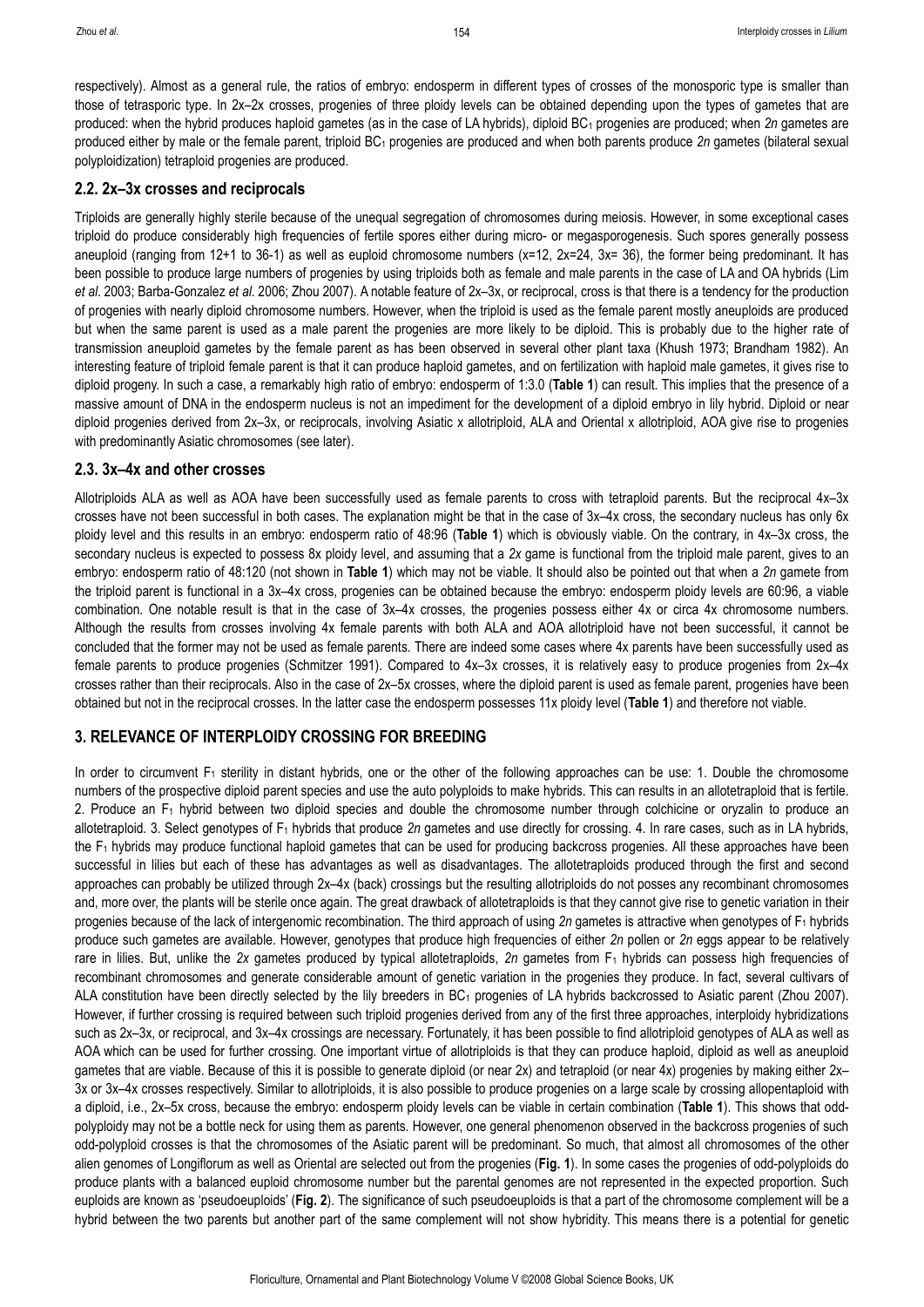respectively). Almost as a general rule, the ratios of embryo: endosperm in different types of crosses of the monosporic type is smaller than those of tetrasporic type. In 2x–2x crosses, progenies of three ploidy levels can be obtained depending upon the types of gametes that are produced: when the hybrid produces haploid gametes (as in the case of LA hybrids), diploid $BC_1$ progenies are produced; when *2n* gametes are produced either by male or the female parent, triploid $BC_1$ progenies are produced and when both parents produce *2n* gametes (bilateral sexual polyploidization) tetraploid progenies are produced.

## 2.2. 2x–3x crosses and reciprocals

Triploids are generally highly sterile because of the unequal segregation of chromosomes during meiosis. However, in some exceptional cases triploid do produce considerably high frequencies of fertile spores either during micro- or megasporogenesis. Such spores generally possess aneuploid (ranging from 12+1 to 36-1) as well as euploid chromosome numbers (x=12, 2x=24, 3x= 36), the former being predominant. It has been possible to produce large numbers of progenies by using triploids both as female and male parents in the case of LA and OA hybrids (Lim *et al.* 2003; Barba-Gonzalez *et al.* 2006; Zhou 2007). A notable feature of 2x–3x, or reciprocal, cross is that there is a tendency for the production of progenies with nearly diploid chromosome numbers. However, when the triploid is used as the female parent mostly aneuploids are produced but when the same parent is used as a male parent the progenies are more likely to be diploid. This is probably due to the higher rate of transmission aneuploid gametes by the female parent as has been observed in several other plant taxa (Khush 1973; Brandham 1982). An interesting feature of triploid female parent is that it can produce haploid gametes, and on fertilization with haploid male gametes, it gives rise to diploid progeny. In such a case, a remarkably high ratio of embryo: endosperm of 1:3.0 (**Table 1**) can result. This implies that the presence of a massive amount of DNA in the endosperm nucleus is not an impediment for the development of a diploid embryo in lily hybrid. Diploid or near diploid progenies derived from 2x–3x, or reciprocals, involving Asiatic x allotriploid, ALA and Oriental x allotriploid, AOA give rise to progenies with predominantly Asiatic chromosomes (see later).

## 2.3. 3x–4x and other crosses

Allotriploids ALA as well as AOA have been successfully used as female parents to cross with tetraploid parents. But the reciprocal 4x–3x crosses have not been successful in both cases. The explanation might be that in the case of 3x–4x cross, the secondary nucleus has only 6x ploidy level and this results in an embryo: endosperm ratio of 48:96 (**Table 1**) which is obviously viable. On the contrary, in 4x–3x cross, the secondary nucleus is expected to possess 8x ploidy level, and assuming that a *2x* game is functional from the triploid male parent, gives to an embryo: endosperm ratio of 48:120 (not shown in **Table 1**) which may not be viable. It should also be pointed out that when a *2n* gamete from the triploid parent is functional in a 3x–4x cross, progenies can be obtained because the embryo: endosperm ploidy levels are 60:96, a viable combination. One notable result is that in the case of 3x–4x crosses, the progenies possess either 4x or circa 4x chromosome numbers. Although the results from crosses involving 4x female parents with both ALA and AOA allotriploid have not been successful, it cannot be concluded that the former may not be used as female parents. There are indeed some cases where 4x parents have been successfully used as female parents to produce progenies (Schmitzer 1991). Compared to 4x–3x crosses, it is relatively easy to produce progenies from 2x–4x crosses rather than their reciprocals. Also in the case of 2x–5x crosses, where the diploid parent is used as female parent, progenies have been obtained but not in the reciprocal crosses. In the latter case the endosperm possesses 11x ploidy level (**Table 1**) and therefore not viable.

# 3. RELEVANCE OF INTERPLOIDY CROSSING FOR BREEDING

In order to circumvent $F_1$ sterility in distant hybrids, one or the other of the following approaches can be use: 1. Double the chromosome numbers of the prospective diploid parent species and use the auto polyploids to make hybrids. This can results in an allotetraploid that is fertile. 2. Produce an $F_1$ hybrid between two diploid species and double the chromosome number through colchicine or oryzalin to produce an allotetraploid. 3. Select genotypes of $F_1$ hybrids that produce *2n* gametes and use directly for crossing. 4. In rare cases, such as in LA hybrids, the $F_1$ hybrids may produce functional haploid gametes that can be used for producing backcross progenies. All these approaches have been successful in lilies but each of these has advantages as well as disadvantages. The allotetraploids produced through the first and second approaches can probably be utilized through 2x–4x (back) crossings but the resulting allotriploids do not posses any recombinant chromosomes and, more over, the plants will be sterile once again. The great drawback of allotetraploids is that they cannot give rise to genetic variation in their progenies because of the lack of intergenomic recombination. The third approach of using *2n* gametes is attractive when genotypes of $F_1$ hybrids produce such gametes are available. However, genotypes that produce high frequencies of either *2n* pollen or *2n* eggs appear to be relatively rare in lilies. But, unlike the *2x* gametes produced by typical allotetraploids, *2n* gametes from $F_1$ hybrids can possess high frequencies of recombinant chromosomes and generate considerable amount of genetic variation in the progenies they produce. In fact, several cultivars of ALA constitution have been directly selected by the lily breeders in $BC_1$ progenies of LA hybrids backcrossed to Asiatic parent (Zhou 2007). However, if further crossing is required between such triploid progenies derived from any of the first three approaches, interploidy hybridizations such as 2x–3x, or reciprocal, and 3x–4x crossings are necessary. Fortunately, it has been possible to find allotriploid genotypes of ALA as well as AOA which can be used for further crossing. One important virtue of allotriploids is that they can produce haploid, diploid as well as aneuploid gametes that are viable. Because of this it is possible to generate diploid (or near 2x) and tetraploid (or near 4x) progenies by making either 2x–3x or 3x–4x crosses respectively. Similar to allotriploids, it is also possible to produce progenies on a large scale by crossing allopentaploid with a diploid, i.e., 2x–5x cross, because the embryo: endosperm ploidy levels can be viable in certain combination (**Table 1**). This shows that odd-polyploidy may not be a bottle neck for using them as parents. However, one general phenomenon observed in the backcross progenies of such odd-polyploid crosses is that the chromosomes of the Asiatic parent will be predominant. So much, that almost all chromosomes of the other alien genomes of Longiflorum as well as Oriental are selected out from the progenies (**Fig. 1**). In some cases the progenies of odd-polyploids do produce plants with a balanced euploid chromosome number but the parental genomes are not represented in the expected proportion. Such euploids are known as 'pseudoeuploids' (**Fig. 2**). The significance of such pseudoeuploids is that a part of the chromosome complement will be a hybrid between the two parents but another part of the same complement will not show hybridity. This means there is a potential for genetic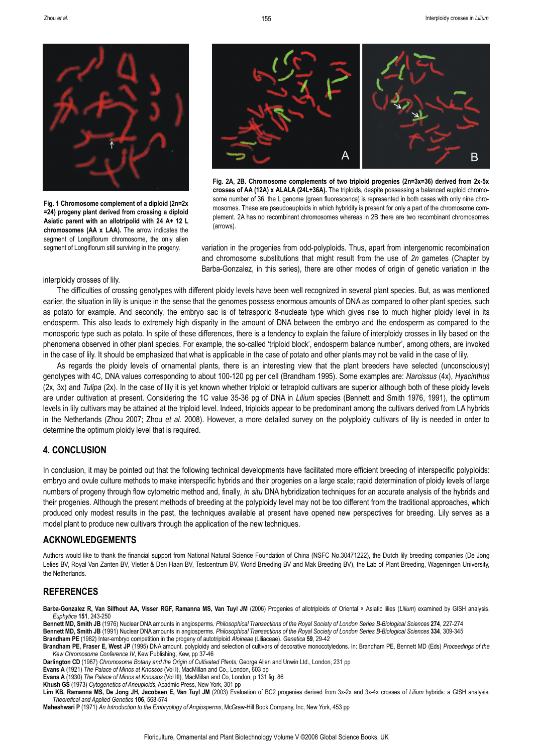**Fig. 1 Chromosome complement of a diploid (2n=2x =24) progeny plant derived from crossing a diploid Asiatic parent with an allotripolid with 24 A+ 12 L chromosomes (AA x LAA).** The arrow indicates the segment of Longiflorum chromosome, the only alien segment of Longiflorum still surviving in the progeny.

**Fig. 2A, 2B. Chromosome complements of two triploid progenies (2n=3x=36) derived from 2x-5x crosses of AA (12A) x ALALA (24L+36A).** The triploids, despite possessing a balanced euploid chromosome number of 36, the L genome (green fluorescence) is represented in both cases with only nine chromosomes. These are pseudoeuploids in which hybridity is present for only a part of the chromosome complement. 2A has no recombinant chromosomes whereas in 2B there are two recombinant chromosomes (arrows).

variation in the progenies from odd-polyploids. Thus, apart from intergenomic recombination and chromosome substitutions that might result from the use of *2n* gametes (Chapter by Barba-Gonzalez, in this series), there are other modes of origin of genetic variation in the interploidy crosses of lily.

The difficulties of crossing genotypes with different ploidy levels have been well recognized in several plant species. But, as was mentioned earlier, the situation in lily is unique in the sense that the genomes possess enormous amounts of DNA as compared to other plant species, such as potato for example. And secondly, the embryo sac is of tetrasporic 8-nucleate type which gives rise to much higher ploidy level in its endosperm. This also leads to extremely high disparity in the amount of DNA between the embryo and the endosperm as compared to the monosporic type such as potato. In spite of these differences, there is a tendency to explain the failure of interploidy crosses in lily based on the phenomena observed in other plant species. For example, the so-called 'triploid block', endosperm balance number', among others, are invoked in the case of lily. It should be emphasized that what is applicable in the case of potato and other plants may not be valid in the case of lily.

As regards the ploidy levels of ornamental plants, there is an interesting view that the plant breeders have selected (unconsciously) genotypes with 4C, DNA values corresponding to about 100-120 pg per cell (Brandham 1995). Some examples are: *Narcissus* (4x), *Hyacinthus* (2x, 3x) and *Tulipa* (2x). In the case of lily it is yet known whether triploid or tetraploid cultivars are superior although both of these ploidy levels are under cultivation at present. Considering the 1C value 35-36 pg of DNA in *Lilium* species (Bennett and Smith 1976, 1991), the optimum levels in lily cultivars may be attained at the triploid level. Indeed, triploids appear to be predominant among the cultivars derived from LA hybrids in the Netherlands (Zhou 2007; Zhou *et al.* 2008). However, a more detailed survey on the polyploidy cultivars of lily is needed in order to determine the optimum ploidy level that is required.

## 4. CONCLUSION

In conclusion, it may be pointed out that the following technical developments have facilitated more efficient breeding of interspecific polyploids: embryo and ovule culture methods to make interspecific hybrids and their progenies on a large scale; rapid determination of ploidy levels of large numbers of progeny through flow cytometric method and, finally, *in situ* DNA hybridization techniques for an accurate analysis of the hybrids and their progenies. Although the present methods of breeding at the polyploidy level may not be too different from the traditional approaches, which produced only modest results in the past, the techniques available at present have opened new perspectives for breeding. Lily serves as a model plant to produce new cultivars through the application of the new techniques.

## ACKNOWLEDGEMENTS

Authors would like to thank the financial support from National Natural Science Foundation of China (NSFC No.30471222), the Dutch lily breeding companies (De Jong Lelies BV, Royal Van Zanten BV, Vletter & Den Haan BV, Testcentrum BV, World Breeding BV and Mak Breeding BV), the Lab of Plant Breeding, Wageningen University, the Netherlands.

## REFERENCES

**Barba-Gonzalez R, Van Silfhout AA, Visser RGF, Ramanna MS, Van Tuyl JM** (2006) Progenies of allotriploids of Oriental × Asiatic lilies (*Lilium*) examined by GISH analysis. *Euphytica* **151**, 243-250

**Bennett MD, Smith JB** (1976) Nuclear DNA amounts in angiosperms. *Philosophical Transactions of the Royal Society of London Series B-Biological Sciences* **274**, 227-274

**Bennett MD, Smith JB** (1991) Nuclear DNA amounts in angiosperms. *Philosophical Transactions of the Royal Society of London Series B-Biological Sciences* **334**, 309-345

**Brandham PE** (1982) Inter-embryo competition in the progeny of autotriploid *Aloineae* (Liliaceae). *Genetica* **59**, 29-42

**Brandham PE, Fraser E, West JP** (1995) DNA amount, polyploidy and selection of cultivars of decorative monocotyledons. In: Brandham PE, Bennett MD (Eds) *Proceedings of the Kew Chromosome Conference IV*, Kew Publishing, Kew, pp 37-46

**Darlington CD** (1967) *Chromosome Botany and the Origin of Cultivated Plants*, George Allen and Unwin Ltd., London, 231 pp

**Evans A** (1921) *The Palace of Minos at Knossos* (Vol I), MacMillan and Co., London, 603 pp

**Evans A** (1930) *The Palace of Minos at Knossos* (Vol III), MacMillan and Co, London, p 131 fig. 86

**Khush GS** (1973) *Cytogenetics of Aneuploids*, Acadmic Press, New York, 301 pp

**Lim KB, Ramanna MS, De Jong JH, Jacobsen E, Van Tuyl JM** (2003) Evaluation of BC2 progenies derived from 3x-2x and 3x-4x crosses of *Lilium* hybrids: a GISH analysis. *Theoretical and Applied Genetics* **106**, 568-574

**Maheshwari P** (1971) *An Introduction to the Embryology of Angiosperms*, McGraw-Hill Book Company, Inc, New York, 453 pp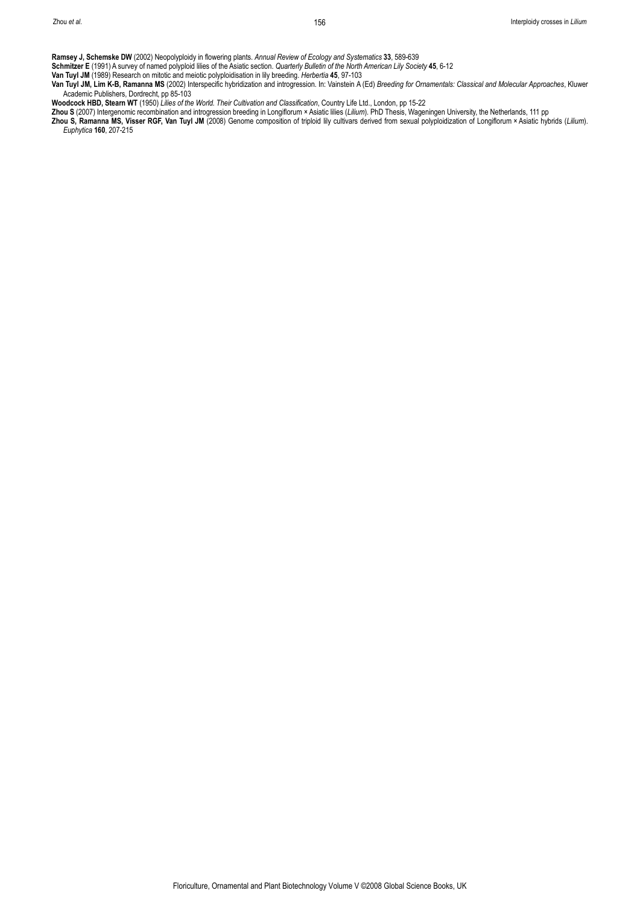**Ramsey J, Schemske DW** (2002) Neopolyploidy in flowering plants. *Annual Review of Ecology and Systematics* **33**, 589-639

**Schmitzer E** (1991) A survey of named polyploid lilies of the Asiatic section. *Quarterly Bulletin of the North American Lily Society* **45**, 6-12

**Van Tuyl JM** (1989) Research on mitotic and meiotic polyploidisation in lily breeding. *Herbertia* **45**, 97-103

**Van Tuyl JM, Lim K-B, Ramanna MS** (2002) Interspecific hybridization and introgression. In: Vainstein A (Ed) *Breeding for Ornamentals: Classical and Molecular Approaches*, Kluwer Academic Publishers, Dordrecht, pp 85-103

**Woodcock HBD, Stearn WT** (1950) *Lilies of the World. Their Cultivation and Classification*, Country Life Ltd., London, pp 15-22

**Zhou S** (2007) Intergenomic recombination and introgression breeding in Longiflorum × Asiatic lilies (*Lilium*). PhD Thesis, Wageningen University, the Netherlands, 111 pp

**Zhou S, Ramanna MS, Visser RGF, Van Tuyl JM** (2008) Genome composition of triploid lily cultivars derived from sexual polyploidization of Longiflorum × Asiatic hybrids (*Lilium*). *Euphytica* **160**, 207-215